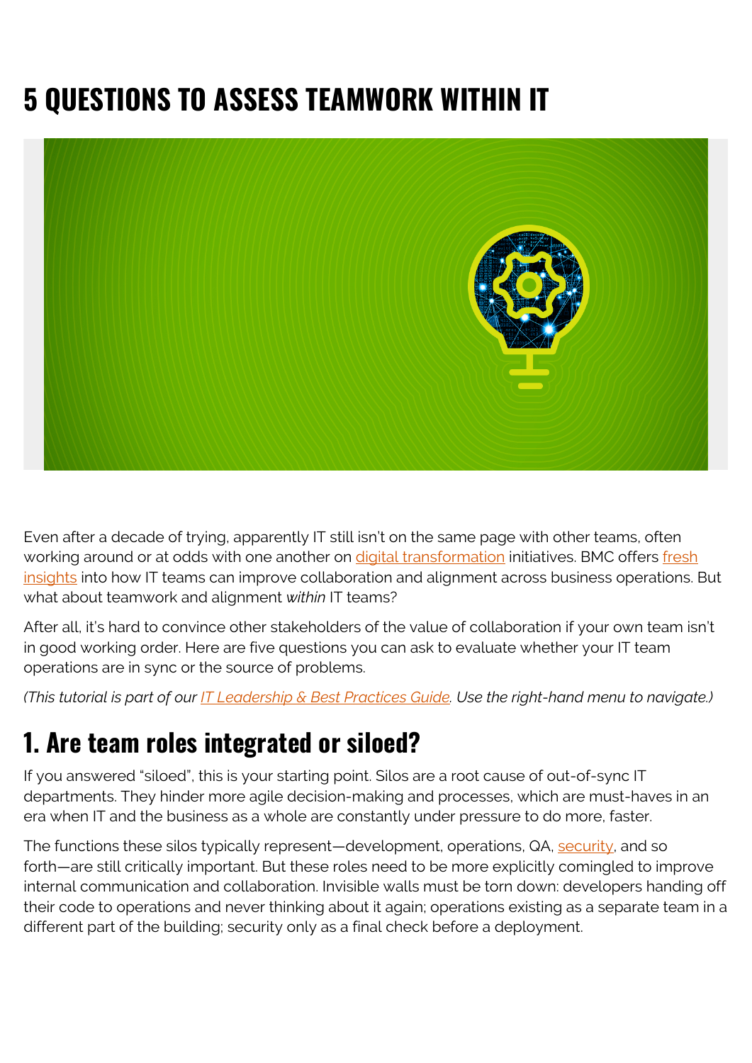# 5 QUESTIONS TO ASSESS TEAMWORK WITHIN IT

Even after a decade of trying, apparently IT still isn't on the same page with other teams, often working around or at odds with one another on digital transformation initiatives. BMC offers fresh insights into how IT teams can improve collaboration and alignment across business operations. But what about teamwork and alignment *within* IT teams?

After all, it's hard to convince other stakeholders of the value of collaboration if your own team isn't in good working order. Here are five questions you can ask to evaluate whether your IT team operations are in sync or the source of problems.

*(This tutorial is part of our IT Leadership & Best Practices Guide. Use the right-hand menu to navigate.)*

## 1. Are team roles integrated or siloed?

If you answered "siloed", this is your starting point. Silos are a root cause of out-of-sync IT departments. They hinder more agile decision-making and processes, which are must-haves in an era when IT and the business as a whole are constantly under pressure to do more, faster.

The functions these silos typically represent—development, operations, QA, security, and so forth—are still critically important. But these roles need to be more explicitly comingled to improve internal communication and collaboration. Invisible walls must be torn down: developers handing off their code to operations and never thinking about it again; operations existing as a separate team in a different part of the building; security only as a final check before a deployment.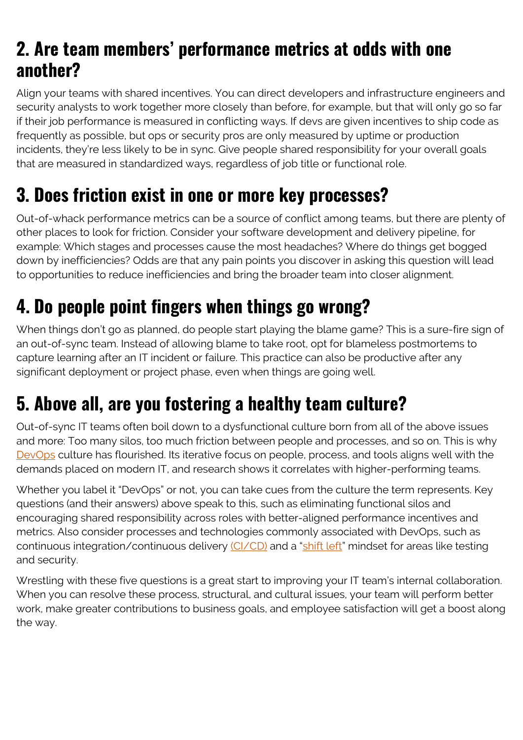## 2. Are team members' performance metrics at odds with one another?

Align your teams with shared incentives. You can direct developers and infrastructure engineers and security analysts to work together more closely than before, for example, but that will only go so far if their job performance is measured in conflicting ways. If devs are given incentives to ship code as frequently as possible, but ops or security pros are only measured by uptime or production incidents, they're less likely to be in sync. Give people shared responsibility for your overall goals that are measured in standardized ways, regardless of job title or functional role.

## 3. Does friction exist in one or more key processes?

Out-of-whack performance metrics can be a source of conflict among teams, but there are plenty of other places to look for friction. Consider your software development and delivery pipeline, for example: Which stages and processes cause the most headaches? Where do things get bogged down by inefficiencies? Odds are that any pain points you discover in asking this question will lead to opportunities to reduce inefficiencies and bring the broader team into closer alignment.

## 4. Do people point fingers when things go wrong?

When things don't go as planned, do people start playing the blame game? This is a sure-fire sign of an out-of-sync team. Instead of allowing blame to take root, opt for blameless postmortems to capture learning after an IT incident or failure. This practice can also be productive after any significant deployment or project phase, even when things are going well.

## 5. Above all, are you fostering a healthy team culture?

Out-of-sync IT teams often boil down to a dysfunctional culture born from all of the above issues and more: Too many silos, too much friction between people and processes, and so on. This is why DevOps culture has flourished. Its iterative focus on people, process, and tools aligns well with the demands placed on modern IT, and research shows it correlates with higher-performing teams.

Whether you label it "DevOps" or not, you can take cues from the culture the term represents. Key questions (and their answers) above speak to this, such as eliminating functional silos and encouraging shared responsibility across roles with better-aligned performance incentives and metrics. Also consider processes and technologies commonly associated with DevOps, such as continuous integration/continuous delivery (CI/CD) and a "shift left" mindset for areas like testing and security.

Wrestling with these five questions is a great start to improving your IT team's internal collaboration. When you can resolve these process, structural, and cultural issues, your team will perform better work, make greater contributions to business goals, and employee satisfaction will get a boost along the way.